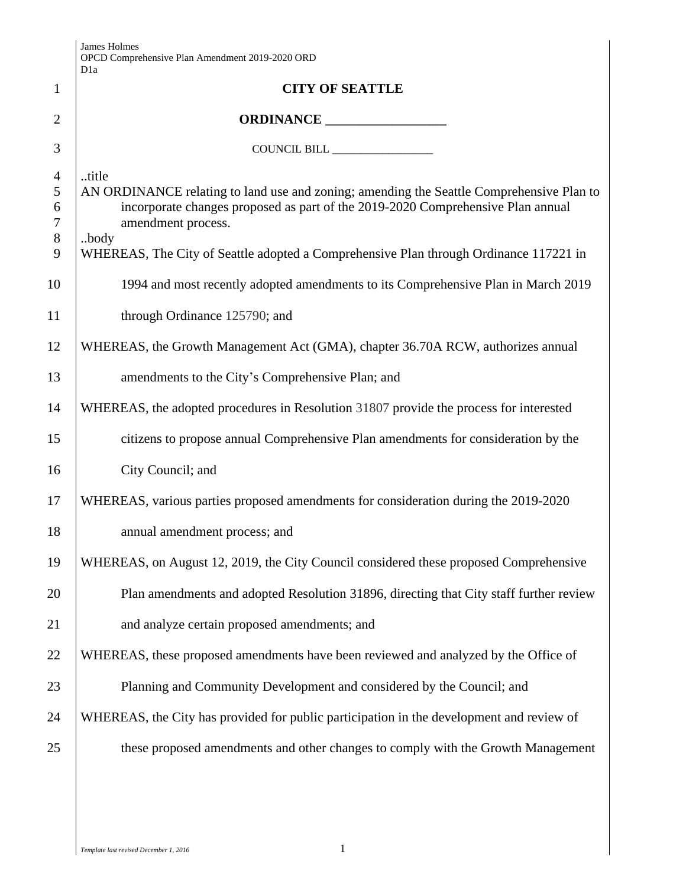James Holmes
OPCD Comprehensive Plan Amendment 2019-2020 ORD
D1a

# CITY OF SEATTLE

## ORDINANCE __________________

COUNCIL BILL __________________

..title
AN ORDINANCE relating to land use and zoning; amending the Seattle Comprehensive Plan to incorporate changes proposed as part of the 2019-2020 Comprehensive Plan annual amendment process.
..body
WHEREAS, The City of Seattle adopted a Comprehensive Plan through Ordinance 117221 in 1994 and most recently adopted amendments to its Comprehensive Plan in March 2019 through Ordinance 125790; and

WHEREAS, the Growth Management Act (GMA), chapter 36.70A RCW, authorizes annual amendments to the City's Comprehensive Plan; and

WHEREAS, the adopted procedures in Resolution 31807 provide the process for interested citizens to propose annual Comprehensive Plan amendments for consideration by the City Council; and

WHEREAS, various parties proposed amendments for consideration during the 2019-2020 annual amendment process; and

WHEREAS, on August 12, 2019, the City Council considered these proposed Comprehensive Plan amendments and adopted Resolution 31896, directing that City staff further review and analyze certain proposed amendments; and

WHEREAS, these proposed amendments have been reviewed and analyzed by the Office of Planning and Community Development and considered by the Council; and

WHEREAS, the City has provided for public participation in the development and review of these proposed amendments and other changes to comply with the Growth Management

*Template last revised December 1, 2016*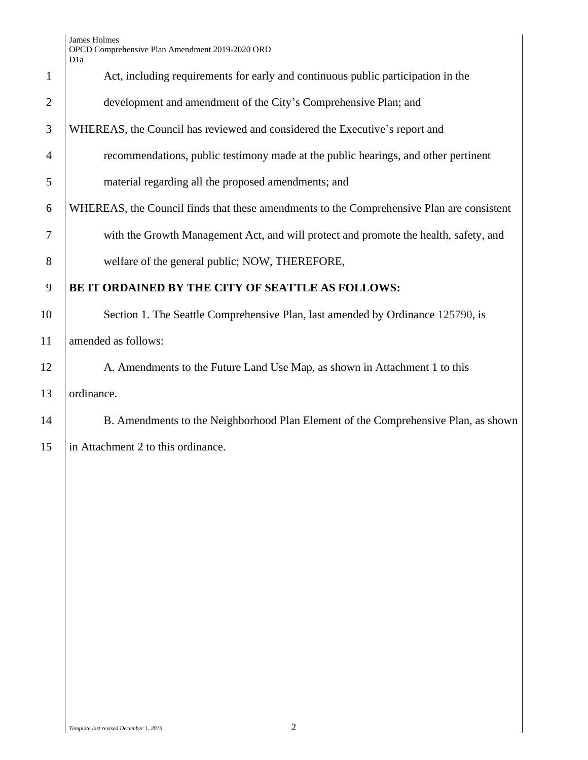Act, including requirements for early and continuous public participation in the development and amendment of the City's Comprehensive Plan; and

WHEREAS, the Council has reviewed and considered the Executive's report and recommendations, public testimony made at the public hearings, and other pertinent material regarding all the proposed amendments; and

WHEREAS, the Council finds that these amendments to the Comprehensive Plan are consistent with the Growth Management Act, and will protect and promote the health, safety, and welfare of the general public; NOW, THEREFORE,

**BE IT ORDAINED BY THE CITY OF SEATTLE AS FOLLOWS:**

Section 1. The Seattle Comprehensive Plan, last amended by Ordinance 125790, is amended as follows:

A. Amendments to the Future Land Use Map, as shown in Attachment 1 to this ordinance.

B. Amendments to the Neighborhood Plan Element of the Comprehensive Plan, as shown in Attachment 2 to this ordinance.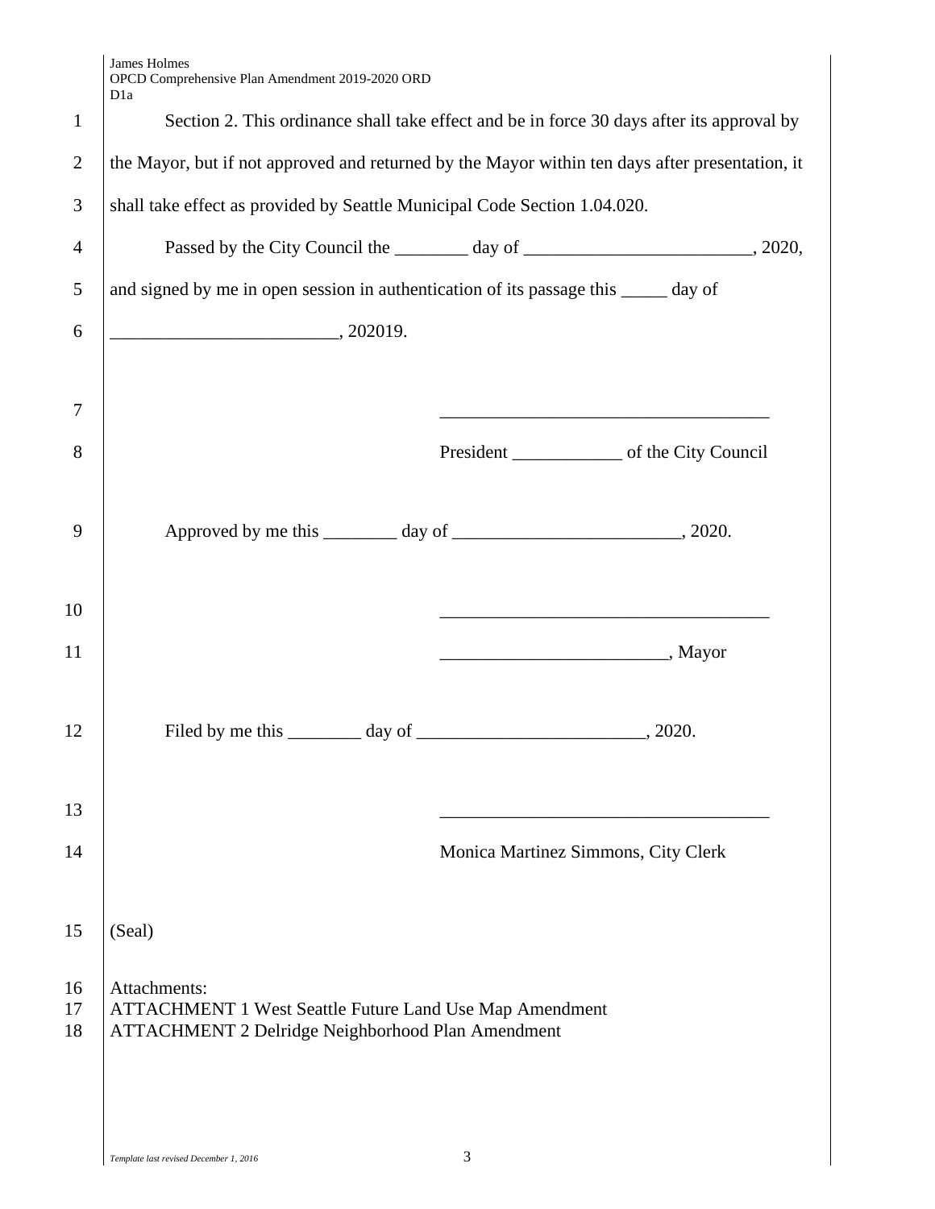Section 2. This ordinance shall take effect and be in force 30 days after its approval by the Mayor, but if not approved and returned by the Mayor within ten days after presentation, it shall take effect as provided by Seattle Municipal Code Section 1.04.020.

Passed by the City Council the ________ day of _________________________, 2020, and signed by me in open session in authentication of its passage this _____ day of _________________________, 202019.

____________________________________

President ____________ of the City Council

Approved by me this ________ day of _________________________, 2020.

____________________________________

_________________________, Mayor

Filed by me this ________ day of _________________________, 2020.

____________________________________

Monica Martinez Simmons, City Clerk

(Seal)

Attachments:
ATTACHMENT 1 West Seattle Future Land Use Map Amendment
ATTACHMENT 2 Delridge Neighborhood Plan Amendment